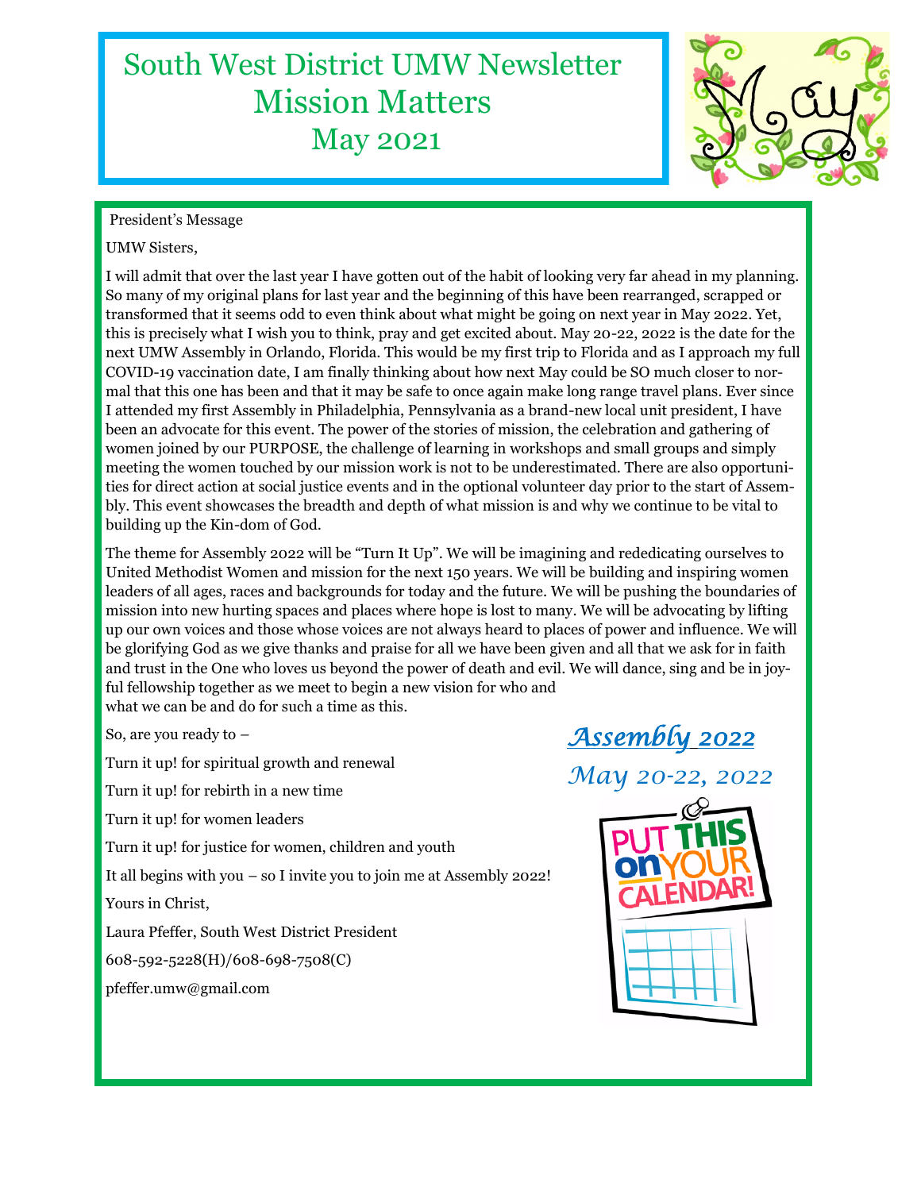# South West District UMW Newsletter
# Mission Matters
## May 2021

President's Message

UMW Sisters,

I will admit that over the last year I have gotten out of the habit of looking very far ahead in my planning. So many of my original plans for last year and the beginning of this have been rearranged, scrapped or transformed that it seems odd to even think about what might be going on next year in May 2022. Yet, this is precisely what I wish you to think, pray and get excited about. May 20-22, 2022 is the date for the next UMW Assembly in Orlando, Florida. This would be my first trip to Florida and as I approach my full COVID-19 vaccination date, I am finally thinking about how next May could be SO much closer to normal that this one has been and that it may be safe to once again make long range travel plans. Ever since I attended my first Assembly in Philadelphia, Pennsylvania as a brand-new local unit president, I have been an advocate for this event. The power of the stories of mission, the celebration and gathering of women joined by our PURPOSE, the challenge of learning in workshops and small groups and simply meeting the women touched by our mission work is not to be underestimated. There are also opportunities for direct action at social justice events and in the optional volunteer day prior to the start of Assembly. This event showcases the breadth and depth of what mission is and why we continue to be vital to building up the Kin-dom of God.

The theme for Assembly 2022 will be "Turn It Up". We will be imagining and rededicating ourselves to United Methodist Women and mission for the next 150 years. We will be building and inspiring women leaders of all ages, races and backgrounds for today and the future. We will be pushing the boundaries of mission into new hurting spaces and places where hope is lost to many. We will be advocating by lifting up our own voices and those whose voices are not always heard to places of power and influence. We will be glorifying God as we give thanks and praise for all we have been given and all that we ask for in faith and trust in the One who loves us beyond the power of death and evil. We will dance, sing and be in joyful fellowship together as we meet to begin a new vision for who and what we can be and do for such a time as this.

So, are you ready to –

Turn it up! for spiritual growth and renewal

Turn it up! for rebirth in a new time

Turn it up! for women leaders

Turn it up! for justice for women, children and youth

It all begins with you – so I invite you to join me at Assembly 2022!

Yours in Christ,

Laura Pfeffer, South West District President

608-592-5228(H)/608-698-7508(C)

pfeffer.umw@gmail.com

***Assembly 2022***

*May 20-22, 2022*

PUT THIS ON YOUR CALENDAR!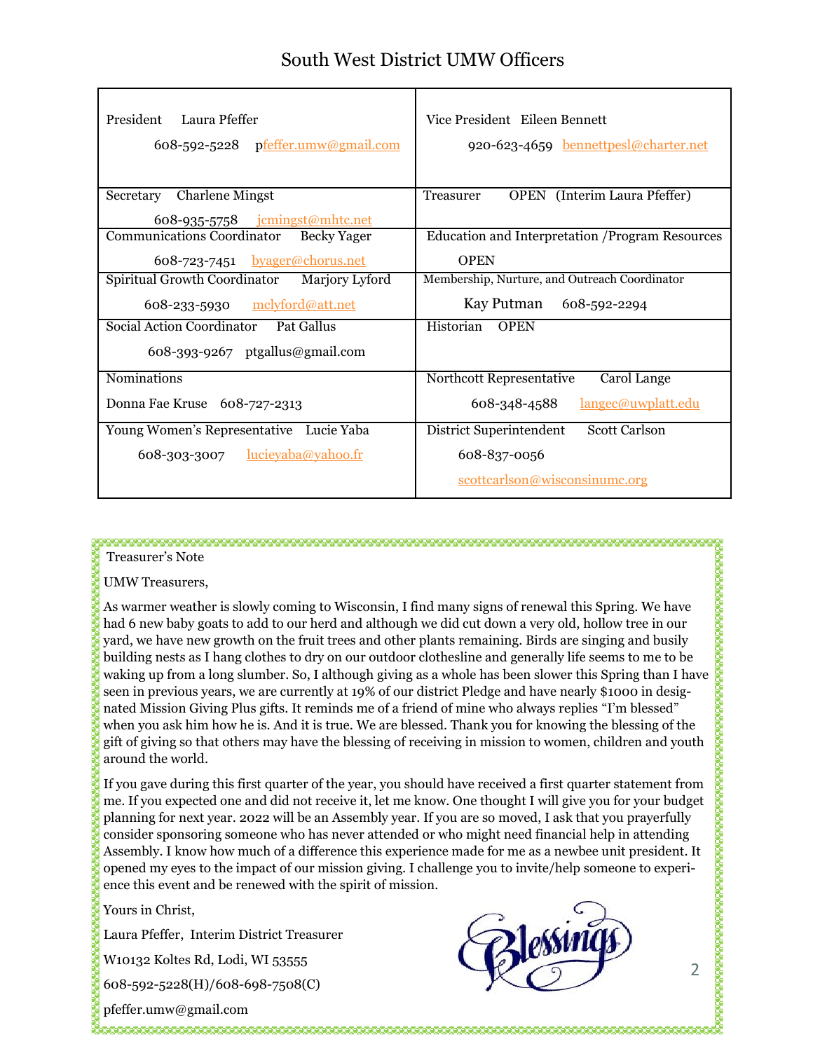# South West District UMW Officers

| | |
|---|---|
| President Laura Pfeffer<br>608-592-5228 pfeffer.umw@gmail.com | Vice President Eileen Bennett<br>920-623-4659 bennettpesl@charter.net |
| Secretary Charlene Mingst<br>608-935-5758 jcmingst@mhtc.net | Treasurer OPEN (Interim Laura Pfeffer) |
| Communications Coordinator Becky Yager<br>608-723-7451 byager@chorus.net | Education and Interpretation /Program Resources<br>OPEN |
| Spiritual Growth Coordinator Marjory Lyford<br>608-233-5930 mclyford@att.net | Membership, Nurture, and Outreach Coordinator<br>Kay Putman 608-592-2294 |
| Social Action Coordinator Pat Gallus<br>608-393-9267 ptgallus@gmail.com | Historian OPEN |
| Nominations<br>Donna Fae Kruse 608-727-2313 | Northcott Representative Carol Lange<br>608-348-4588 langec@uwplatt.edu |
| Young Women's Representative Lucie Yaba<br>608-303-3007 lucieyaba@yahoo.fr | District Superintendent Scott Carlson<br>608-837-0056<br>scottcarlson@wisconsinumc.org |

Treasurer's Note

UMW Treasurers,

As warmer weather is slowly coming to Wisconsin, I find many signs of renewal this Spring. We have had 6 new baby goats to add to our herd and although we did cut down a very old, hollow tree in our yard, we have new growth on the fruit trees and other plants remaining. Birds are singing and busily building nests as I hang clothes to dry on our outdoor clothesline and generally life seems to me to be waking up from a long slumber. So, I although giving as a whole has been slower this Spring than I have seen in previous years, we are currently at 19% of our district Pledge and have nearly $1000 in designated Mission Giving Plus gifts. It reminds me of a friend of mine who always replies "I'm blessed" when you ask him how he is. And it is true. We are blessed. Thank you for knowing the blessing of the gift of giving so that others may have the blessing of receiving in mission to women, children and youth around the world.

If you gave during this first quarter of the year, you should have received a first quarter statement from me. If you expected one and did not receive it, let me know. One thought I will give you for your budget planning for next year. 2022 will be an Assembly year. If you are so moved, I ask that you prayerfully consider sponsoring someone who has never attended or who might need financial help in attending Assembly. I know how much of a difference this experience made for me as a newbee unit president. It opened my eyes to the impact of our mission giving. I challenge you to invite/help someone to experience this event and be renewed with the spirit of mission.

Yours in Christ,

Laura Pfeffer, Interim District Treasurer

W10132 Koltes Rd, Lodi, WI 53555

608-592-5228(H)/608-698-7508(C)

pfeffer.umw@gmail.com

Blessings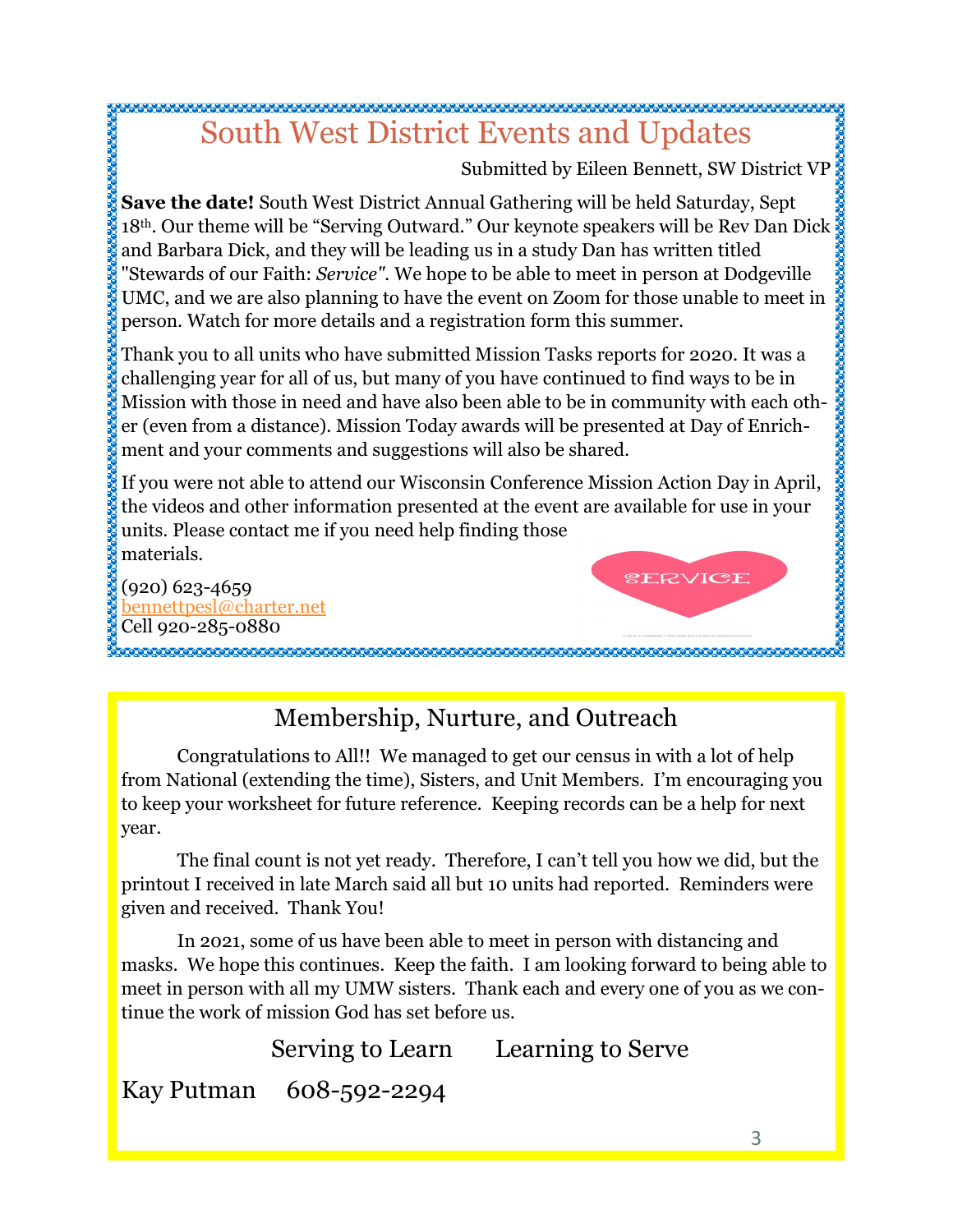## South West District Events and Updates

Submitted by Eileen Bennett, SW District VP

**Save the date!** South West District Annual Gathering will be held Saturday, Sept 18th. Our theme will be "Serving Outward." Our keynote speakers will be Rev Dan Dick and Barbara Dick, and they will be leading us in a study Dan has written titled "Stewards of our Faith: *Service"*. We hope to be able to meet in person at Dodgeville UMC, and we are also planning to have the event on Zoom for those unable to meet in person. Watch for more details and a registration form this summer.

Thank you to all units who have submitted Mission Tasks reports for 2020. It was a challenging year for all of us, but many of you have continued to find ways to be in Mission with those in need and have also been able to be in community with each other (even from a distance). Mission Today awards will be presented at Day of Enrichment and your comments and suggestions will also be shared.

If you were not able to attend our Wisconsin Conference Mission Action Day in April, the videos and other information presented at the event are available for use in your units. Please contact me if you need help finding those materials.

(920) 623-4659
bennettpesl@charter.net
Cell 920-285-0880

SERVICE

## Membership, Nurture, and Outreach

Congratulations to All!! We managed to get our census in with a lot of help from National (extending the time), Sisters, and Unit Members. I'm encouraging you to keep your worksheet for future reference. Keeping records can be a help for next year.

The final count is not yet ready. Therefore, I can't tell you how we did, but the printout I received in late March said all but 10 units had reported. Reminders were given and received. Thank You!

In 2021, some of us have been able to meet in person with distancing and masks. We hope this continues. Keep the faith. I am looking forward to being able to meet in person with all my UMW sisters. Thank each and every one of you as we continue the work of mission God has set before us.

Serving to Learn Learning to Serve

Kay Putman 608-592-2294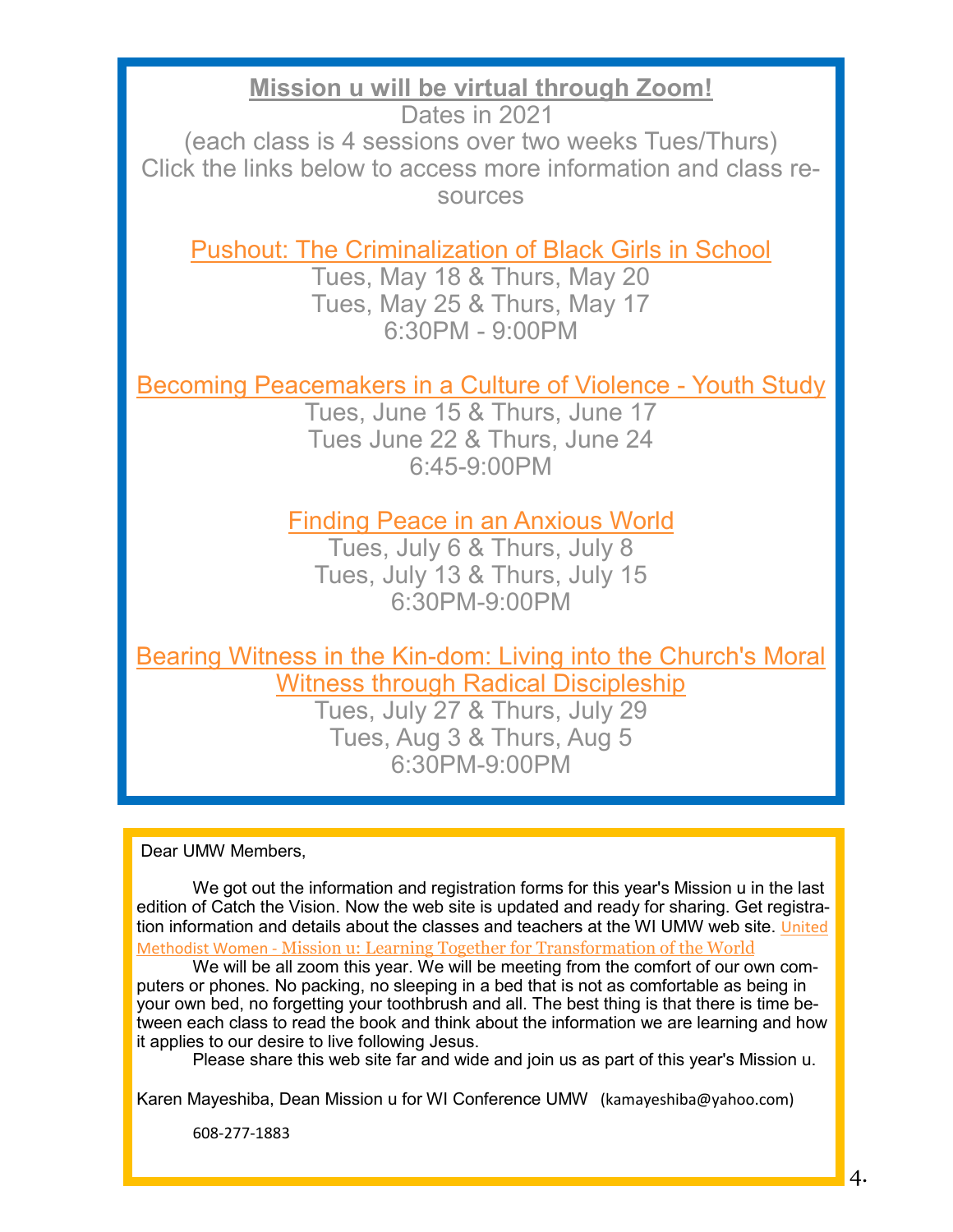**Mission u will be virtual through Zoom!**

Dates in 2021

(each class is 4 sessions over two weeks Tues/Thurs)

Click the links below to access more information and class resources

Pushout: The Criminalization of Black Girls in School

Tues, May 18 & Thurs, May 20

Tues, May 25 & Thurs, May 17

6:30PM - 9:00PM

Becoming Peacemakers in a Culture of Violence - Youth Study

Tues, June 15 & Thurs, June 17

Tues June 22 & Thurs, June 24

6:45-9:00PM

Finding Peace in an Anxious World

Tues, July 6 & Thurs, July 8

Tues, July 13 & Thurs, July 15

6:30PM-9:00PM

Bearing Witness in the Kin-dom: Living into the Church's Moral Witness through Radical Discipleship

Tues, July 27 & Thurs, July 29

Tues, Aug 3 & Thurs, Aug 5

6:30PM-9:00PM

Dear UMW Members,

We got out the information and registration forms for this year's Mission u in the last edition of Catch the Vision. Now the web site is updated and ready for sharing. Get registration information and details about the classes and teachers at the WI UMW web site. United Methodist Women - Mission u: Learning Together for Transformation of the World

We will be all zoom this year. We will be meeting from the comfort of our own computers or phones. No packing, no sleeping in a bed that is not as comfortable as being in your own bed, no forgetting your toothbrush and all. The best thing is that there is time between each class to read the book and think about the information we are learning and how it applies to our desire to live following Jesus.

Please share this web site far and wide and join us as part of this year's Mission u.

Karen Mayeshiba, Dean Mission u for WI Conference UMW (kamayeshiba@yahoo.com)

608-277-1883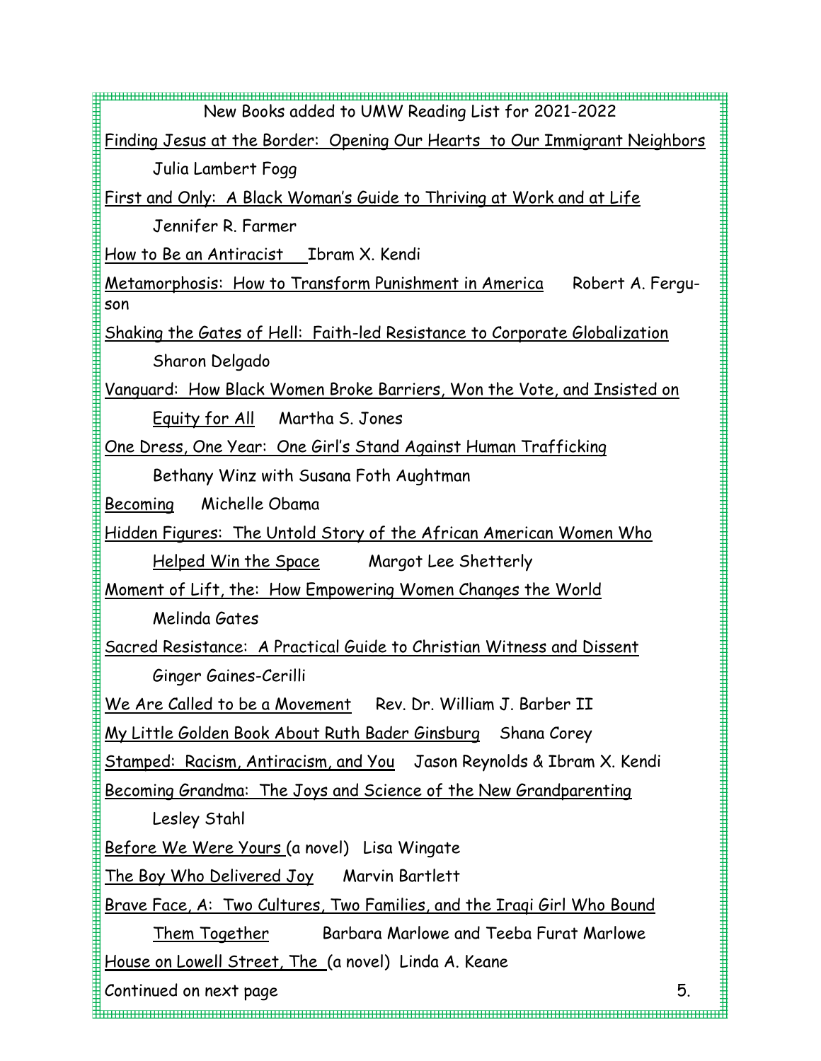## New Books added to UMW Reading List for 2021-2022

Finding Jesus at the Border: Opening Our Hearts to Our Immigrant Neighbors
Julia Lambert Fogg

First and Only: A Black Woman's Guide to Thriving at Work and at Life
Jennifer R. Farmer

How to Be an Antiracist  Ibram X. Kendi

Metamorphosis: How to Transform Punishment in America  Robert A. Ferguson

Shaking the Gates of Hell: Faith-led Resistance to Corporate Globalization
Sharon Delgado

Vanguard: How Black Women Broke Barriers, Won the Vote, and Insisted on Equity for All  Martha S. Jones

One Dress, One Year: One Girl's Stand Against Human Trafficking
Bethany Winz with Susana Foth Aughtman

Becoming  Michelle Obama

Hidden Figures: The Untold Story of the African American Women Who Helped Win the Space  Margot Lee Shetterly

Moment of Lift, the: How Empowering Women Changes the World
Melinda Gates

Sacred Resistance: A Practical Guide to Christian Witness and Dissent
Ginger Gaines-Cerilli

We Are Called to be a Movement  Rev. Dr. William J. Barber II

My Little Golden Book About Ruth Bader Ginsburg  Shana Corey

Stamped: Racism, Antiracism, and You  Jason Reynolds & Ibram X. Kendi

Becoming Grandma: The Joys and Science of the New Grandparenting
Lesley Stahl

Before We Were Yours (a novel)  Lisa Wingate

The Boy Who Delivered Joy  Marvin Bartlett

Brave Face, A: Two Cultures, Two Families, and the Iraqi Girl Who Bound Them Together  Barbara Marlowe and Teeba Furat Marlowe

House on Lowell Street, The (a novel)  Linda A. Keane

Continued on next page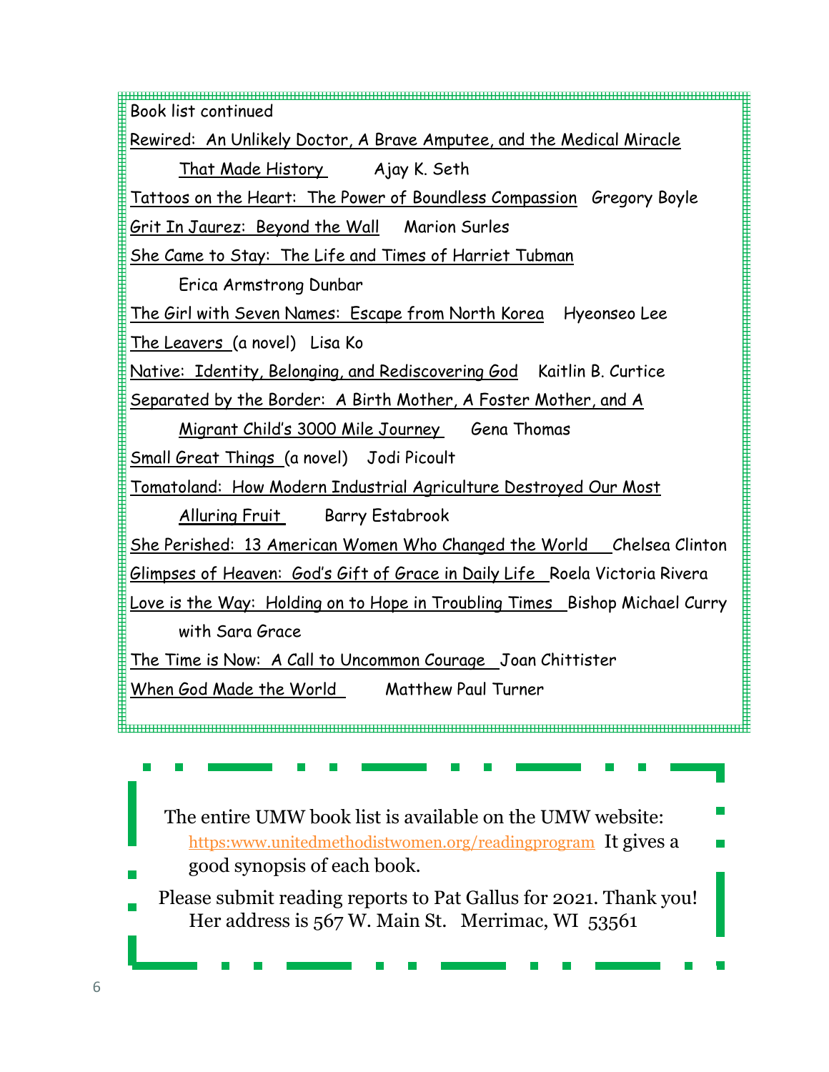Book list continued

Rewired: An Unlikely Doctor, A Brave Amputee, and the Medical Miracle That Made History    Ajay K. Seth

Tattoos on the Heart: The Power of Boundless Compassion    Gregory Boyle

Grit In Jaurez: Beyond the Wall    Marion Surles

She Came to Stay: The Life and Times of Harriet Tubman    Erica Armstrong Dunbar

The Girl with Seven Names: Escape from North Korea    Hyeonseo Lee

The Leavers (a novel)    Lisa Ko

Native: Identity, Belonging, and Rediscovering God    Kaitlin B. Curtice

Separated by the Border: A Birth Mother, A Foster Mother, and A Migrant Child's 3000 Mile Journey    Gena Thomas

Small Great Things (a novel)    Jodi Picoult

Tomatoland: How Modern Industrial Agriculture Destroyed Our Most Alluring Fruit    Barry Estabrook

She Perished: 13 American Women Who Changed the World    Chelsea Clinton

Glimpses of Heaven: God's Gift of Grace in Daily Life    Roela Victoria Rivera

Love is the Way: Holding on to Hope in Troubling Times    Bishop Michael Curry with Sara Grace

The Time is Now: A Call to Uncommon Courage    Joan Chittister

When God Made the World    Matthew Paul Turner

---

The entire UMW book list is available on the UMW website: https:www.unitedmethodistwomen.org/readingprogram It gives a good synopsis of each book.

Please submit reading reports to Pat Gallus for 2021. Thank you! Her address is 567 W. Main St. Merrimac, WI 53561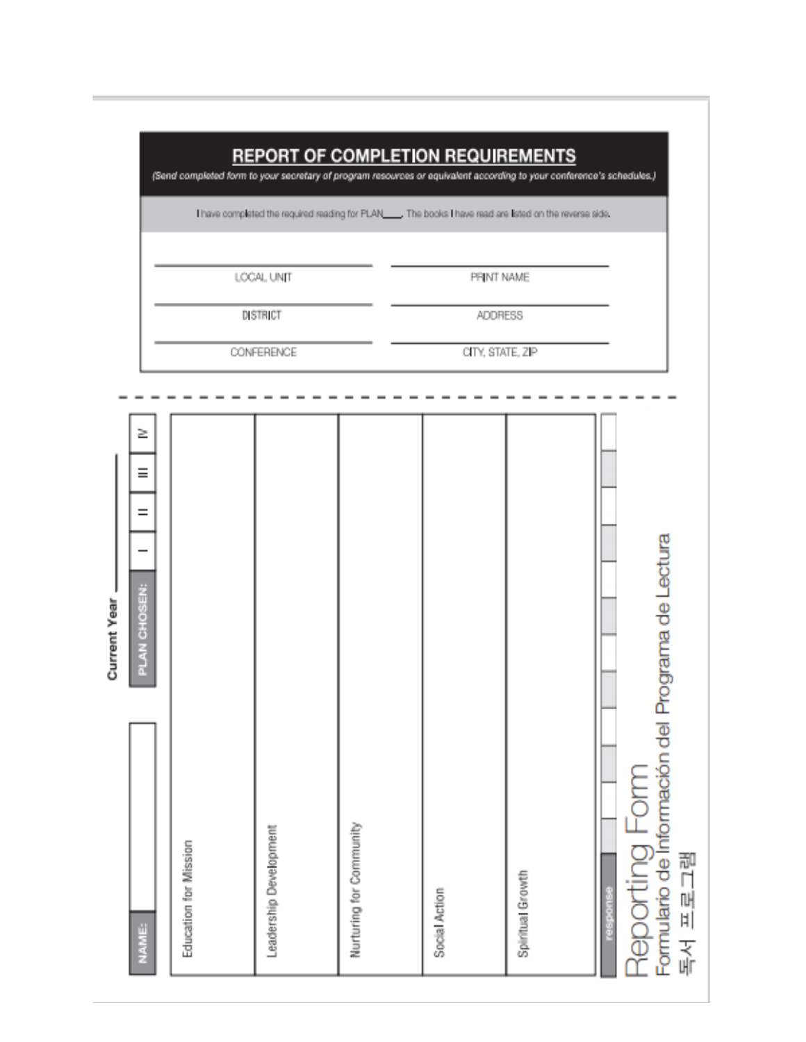## REPORT OF COMPLETION REQUIREMENTS

*(Send completed form to your secretary of program resources or equivalent according to your conference's schedules.)*

I have completed the required reading for PLAN\_\_\_\_. The books I have read are listed on the reverse side.

| | |
|---|---|
| LOCAL UNIT | PRINT NAME |
| DISTRICT | ADDRESS |
| CONFERENCE | CITY, STATE, ZIP |

- - - - - - - - - - - - - - - - - - - - - - - - - - - - - -

**Current Year** \_\_\_\_\_\_\_\_

| NAME: | | PLAN CHOSEN: | I | II | III | IV |
|---|---|---|---|---|---|---|

| Education for Mission | Leadership Development | Nurturing for Community | Social Action | Spiritual Growth |
|---|---|---|---|---|
| | | | | |

| response | | | | | | | | | | | | | | | |
|---|---|---|---|---|---|---|---|---|---|---|---|---|---|---|---|

# Reporting Form

Formulario de Información del Programa de Lectura

독서 프로그램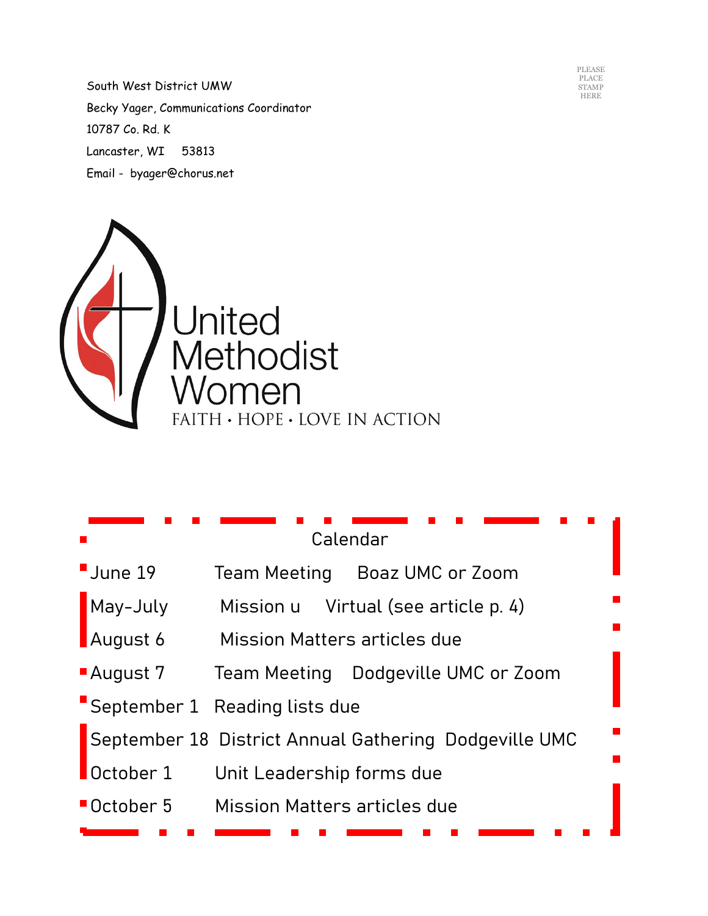South West District UMW

Becky Yager, Communications Coordinator

10787 Co. Rd. K

Lancaster, WI 53813

Email - byager@chorus.net

PLEASE PLACE STAMP HERE

United Methodist Women

FAITH • HOPE • LOVE IN ACTION

## Calendar

| | | |
|---|---|---|
| June 19 | Team Meeting | Boaz UMC or Zoom |
| May-July | Mission u | Virtual (see article p. 4) |
| August 6 | Mission Matters articles due | |
| August 7 | Team Meeting | Dodgeville UMC or Zoom |
| September 1 | Reading lists due | |
| September 18 | District Annual Gathering | Dodgeville UMC |
| October 1 | Unit Leadership forms due | |
| October 5 | Mission Matters articles due | |